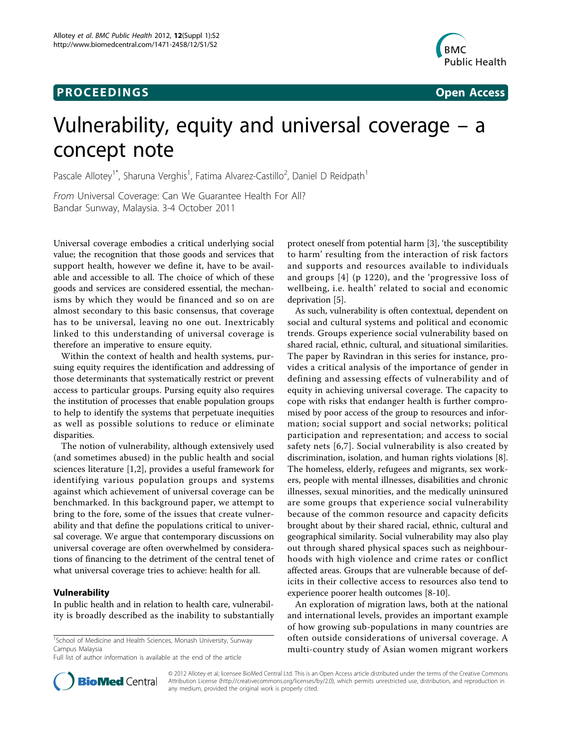PROCEEDINGS Open Access

# Vulnerability, equity and universal coverage – a concept note

Pascale Allotey[1*], Sharuna Verghis[1], Fatima Alvarez-Castillo[2], Daniel D Reidpath[1]

*From* Universal Coverage: Can We Guarantee Health For All?
Bandar Sunway, Malaysia. 3-4 October 2011

Universal coverage embodies a critical underlying social value; the recognition that those goods and services that support health, however we define it, have to be available and accessible to all. The choice of which of these goods and services are considered essential, the mechanisms by which they would be financed and so on are almost secondary to this basic consensus, that coverage has to be universal, leaving no one out. Inextricably linked to this understanding of universal coverage is therefore an imperative to ensure equity.

Within the context of health and health systems, pursuing equity requires the identification and addressing of those determinants that systematically restrict or prevent access to particular groups. Pursing equity also requires the institution of processes that enable population groups to help to identify the systems that perpetuate inequities as well as possible solutions to reduce or eliminate disparities.

The notion of vulnerability, although extensively used (and sometimes abused) in the public health and social sciences literature [1,2], provides a useful framework for identifying various population groups and systems against which achievement of universal coverage can be benchmarked. In this background paper, we attempt to bring to the fore, some of the issues that create vulnerability and that define the populations critical to universal coverage. We argue that contemporary discussions on universal coverage are often overwhelmed by considerations of financing to the detriment of the central tenet of what universal coverage tries to achieve: health for all.

## Vulnerability

In public health and in relation to health care, vulnerability is broadly described as the inability to substantially protect oneself from potential harm [3], 'the susceptibility to harm' resulting from the interaction of risk factors and supports and resources available to individuals and groups [4] (p 1220), and the 'progressive loss of wellbeing, i.e. health' related to social and economic deprivation [5].

As such, vulnerability is often contextual, dependent on social and cultural systems and political and economic trends. Groups experience social vulnerability based on shared racial, ethnic, cultural, and situational similarities. The paper by Ravindran in this series for instance, provides a critical analysis of the importance of gender in defining and assessing effects of vulnerability and of equity in achieving universal coverage. The capacity to cope with risks that endanger health is further compromised by poor access of the group to resources and information; social support and social networks; political participation and representation; and access to social safety nets [6,7]. Social vulnerability is also created by discrimination, isolation, and human rights violations [8]. The homeless, elderly, refugees and migrants, sex workers, people with mental illnesses, disabilities and chronic illnesses, sexual minorities, and the medically uninsured are some groups that experience social vulnerability because of the common resource and capacity deficits brought about by their shared racial, ethnic, cultural and geographical similarity. Social vulnerability may also play out through shared physical spaces such as neighbourhoods with high violence and crime rates or conflict affected areas. Groups that are vulnerable because of deficits in their collective access to resources also tend to experience poorer health outcomes [8-10].

An exploration of migration laws, both at the national and international levels, provides an important example of how growing sub-populations in many countries are often outside considerations of universal coverage. A multi-country study of Asian women migrant workers

[1]School of Medicine and Health Sciences, Monash University, Sunway Campus Malaysia
Full list of author information is available at the end of the article

© 2012 Allotey et al; licensee BioMed Central Ltd. This is an Open Access article distributed under the terms of the Creative Commons Attribution License (http://creativecommons.org/licenses/by/2.0), which permits unrestricted use, distribution, and reproduction in any medium, provided the original work is properly cited.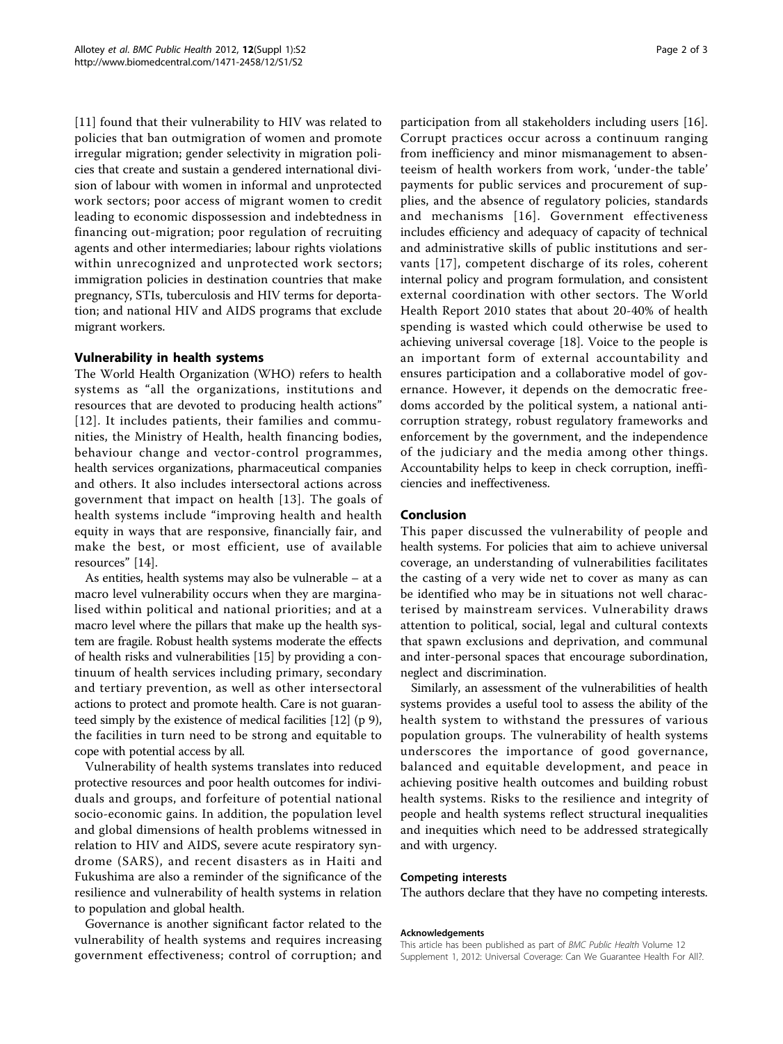[11] found that their vulnerability to HIV was related to policies that ban outmigration of women and promote irregular migration; gender selectivity in migration policies that create and sustain a gendered international division of labour with women in informal and unprotected work sectors; poor access of migrant women to credit leading to economic dispossession and indebtedness in financing out-migration; poor regulation of recruiting agents and other intermediaries; labour rights violations within unrecognized and unprotected work sectors; immigration policies in destination countries that make pregnancy, STIs, tuberculosis and HIV terms for deportation; and national HIV and AIDS programs that exclude migrant workers.

## Vulnerability in health systems

The World Health Organization (WHO) refers to health systems as "all the organizations, institutions and resources that are devoted to producing health actions" [12]. It includes patients, their families and communities, the Ministry of Health, health financing bodies, behaviour change and vector-control programmes, health services organizations, pharmaceutical companies and others. It also includes intersectoral actions across government that impact on health [13]. The goals of health systems include "improving health and health equity in ways that are responsive, financially fair, and make the best, or most efficient, use of available resources" [14].

As entities, health systems may also be vulnerable – at a macro level vulnerability occurs when they are marginalised within political and national priorities; and at a macro level where the pillars that make up the health system are fragile. Robust health systems moderate the effects of health risks and vulnerabilities [15] by providing a continuum of health services including primary, secondary and tertiary prevention, as well as other intersectoral actions to protect and promote health. Care is not guaranteed simply by the existence of medical facilities [12] (p 9), the facilities in turn need to be strong and equitable to cope with potential access by all.

Vulnerability of health systems translates into reduced protective resources and poor health outcomes for individuals and groups, and forfeiture of potential national socio-economic gains. In addition, the population level and global dimensions of health problems witnessed in relation to HIV and AIDS, severe acute respiratory syndrome (SARS), and recent disasters as in Haiti and Fukushima are also a reminder of the significance of the resilience and vulnerability of health systems in relation to population and global health.

Governance is another significant factor related to the vulnerability of health systems and requires increasing government effectiveness; control of corruption; and participation from all stakeholders including users [16]. Corrupt practices occur across a continuum ranging from inefficiency and minor mismanagement to absenteeism of health workers from work, 'under-the table' payments for public services and procurement of supplies, and the absence of regulatory policies, standards and mechanisms [16]. Government effectiveness includes efficiency and adequacy of capacity of technical and administrative skills of public institutions and servants [17], competent discharge of its roles, coherent internal policy and program formulation, and consistent external coordination with other sectors. The World Health Report 2010 states that about 20-40% of health spending is wasted which could otherwise be used to achieving universal coverage [18]. Voice to the people is an important form of external accountability and ensures participation and a collaborative model of governance. However, it depends on the democratic freedoms accorded by the political system, a national anti-corruption strategy, robust regulatory frameworks and enforcement by the government, and the independence of the judiciary and the media among other things. Accountability helps to keep in check corruption, inefficiencies and ineffectiveness.

## Conclusion

This paper discussed the vulnerability of people and health systems. For policies that aim to achieve universal coverage, an understanding of vulnerabilities facilitates the casting of a very wide net to cover as many as can be identified who may be in situations not well characterised by mainstream services. Vulnerability draws attention to political, social, legal and cultural contexts that spawn exclusions and deprivation, and communal and inter-personal spaces that encourage subordination, neglect and discrimination.

Similarly, an assessment of the vulnerabilities of health systems provides a useful tool to assess the ability of the health system to withstand the pressures of various population groups. The vulnerability of health systems underscores the importance of good governance, balanced and equitable development, and peace in achieving positive health outcomes and building robust health systems. Risks to the resilience and integrity of people and health systems reflect structural inequalities and inequities which need to be addressed strategically and with urgency.

### Competing interests

The authors declare that they have no competing interests.

#### Acknowledgements

This article has been published as part of *BMC Public Health* Volume 12 Supplement 1, 2012: Universal Coverage: Can We Guarantee Health For All?.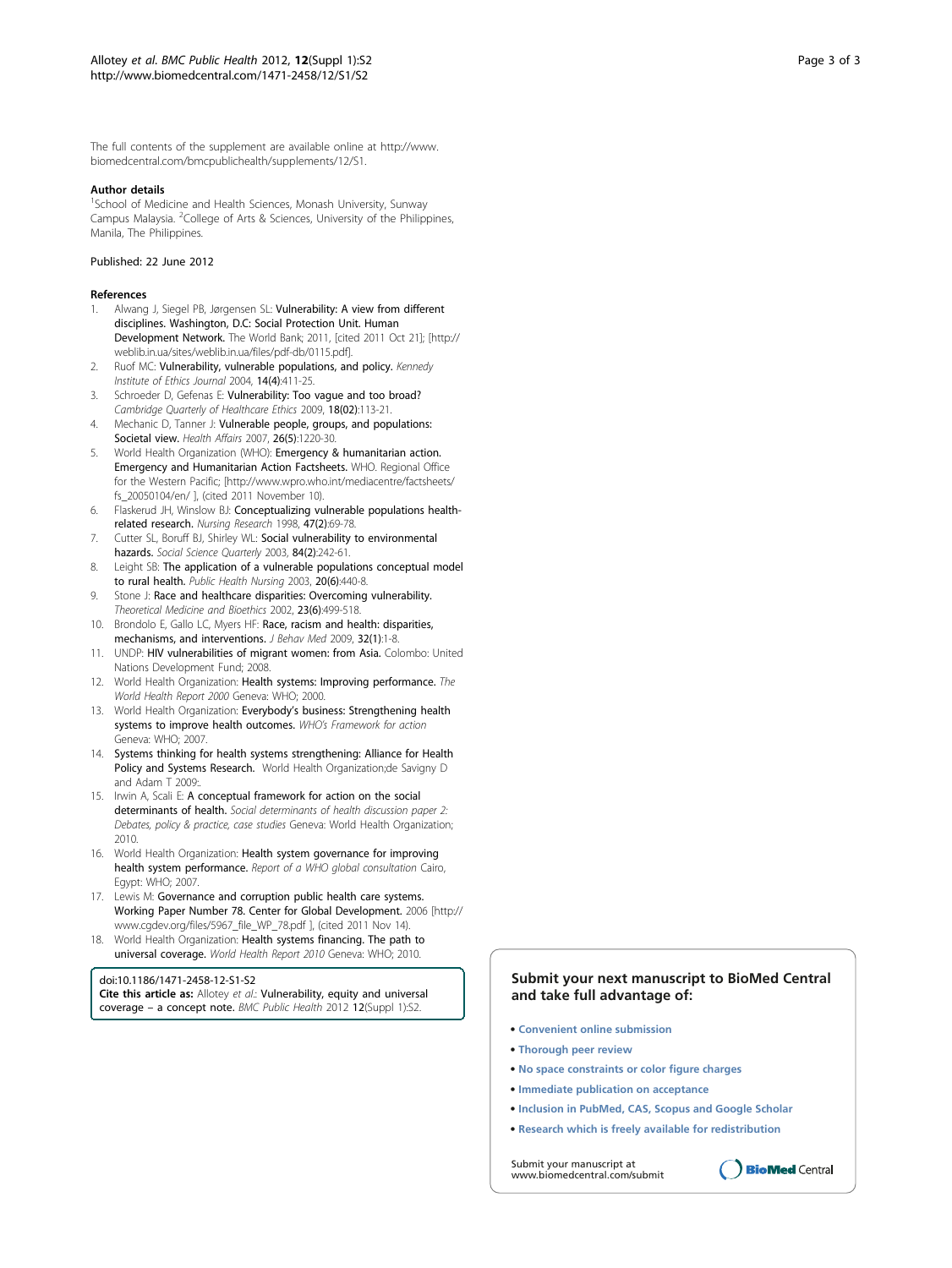The full contents of the supplement are available online at http://www.biomedcentral.com/bmcpublichealth/supplements/12/S1.

### Author details

[1]School of Medicine and Health Sciences, Monash University, Sunway Campus Malaysia. [2]College of Arts & Sciences, University of the Philippines, Manila, The Philippines.

Published: 22 June 2012

### References

1. Alwang J, Siegel PB, Jørgensen SL: **Vulnerability: A view from different disciplines. Washington, D.C: Social Protection Unit. Human Development Network.** The World Bank; 2011, [cited 2011 Oct 21]; [http://weblib.in.ua/sites/weblib.in.ua/files/pdf-db/0115.pdf].
2. Ruof MC: **Vulnerability, vulnerable populations, and policy.** *Kennedy Institute of Ethics Journal* 2004, **14(4)**:411-25.
3. Schroeder D, Gefenas E: **Vulnerability: Too vague and too broad?** *Cambridge Quarterly of Healthcare Ethics* 2009, **18(02)**:113-21.
4. Mechanic D, Tanner J: **Vulnerable people, groups, and populations: Societal view.** *Health Affairs* 2007, **26(5)**:1220-30.
5. World Health Organization (WHO): **Emergency & humanitarian action. Emergency and Humanitarian Action Factsheets.** WHO. Regional Office for the Western Pacific; [http://www.wpro.who.int/mediacentre/factsheets/fs_20050104/en/ ], (cited 2011 November 10).
6. Flaskerud JH, Winslow BJ: **Conceptualizing vulnerable populations health-related research.** *Nursing Research* 1998, **47(2)**:69-78.
7. Cutter SL, Boruff BJ, Shirley WL: **Social vulnerability to environmental hazards.** *Social Science Quarterly* 2003, **84(2)**:242-61.
8. Leight SB: **The application of a vulnerable populations conceptual model to rural health.** *Public Health Nursing* 2003, **20(6)**:440-8.
9. Stone J: **Race and healthcare disparities: Overcoming vulnerability.** *Theoretical Medicine and Bioethics* 2002, **23(6)**:499-518.
10. Brondolo E, Gallo LC, Myers HF: **Race, racism and health: disparities, mechanisms, and interventions.** *J Behav Med* 2009, **32(1)**:1-8.
11. UNDP: **HIV vulnerabilities of migrant women: from Asia.** Colombo: United Nations Development Fund; 2008.
12. World Health Organization: **Health systems: Improving performance.** *The World Health Report 2000* Geneva: WHO; 2000.
13. World Health Organization: **Everybody's business: Strengthening health systems to improve health outcomes.** *WHO's Framework for action* Geneva: WHO; 2007.
14. **Systems thinking for health systems strengthening: Alliance for Health Policy and Systems Research.** World Health Organization;de Savigny D and Adam T 2009:.
15. Irwin A, Scali E: **A conceptual framework for action on the social determinants of health.** *Social determinants of health discussion paper 2: Debates, policy & practice, case studies* Geneva: World Health Organization; 2010.
16. World Health Organization: **Health system governance for improving health system performance.** *Report of a WHO global consultation* Cairo, Egypt: WHO; 2007.
17. Lewis M: **Governance and corruption public health care systems. Working Paper Number 78. Center for Global Development.** 2006 [http://www.cgdev.org/files/5967_file_WP_78.pdf ], (cited 2011 Nov 14).
18. World Health Organization: **Health systems financing. The path to universal coverage.** *World Health Report 2010* Geneva: WHO; 2010.

doi:10.1186/1471-2458-12-S1-S2

**Cite this article as:** Allotey *et al.*: Vulnerability, equity and universal coverage – a concept note. *BMC Public Health* 2012 **12**(Suppl 1):S2.

**Submit your next manuscript to BioMed Central and take full advantage of:**

- **Convenient online submission**
- **Thorough peer review**
- **No space constraints or color figure charges**
- **Immediate publication on acceptance**
- **Inclusion in PubMed, CAS, Scopus and Google Scholar**
- **Research which is freely available for redistribution**

Submit your manuscript at www.biomedcentral.com/submit

BioMed Central